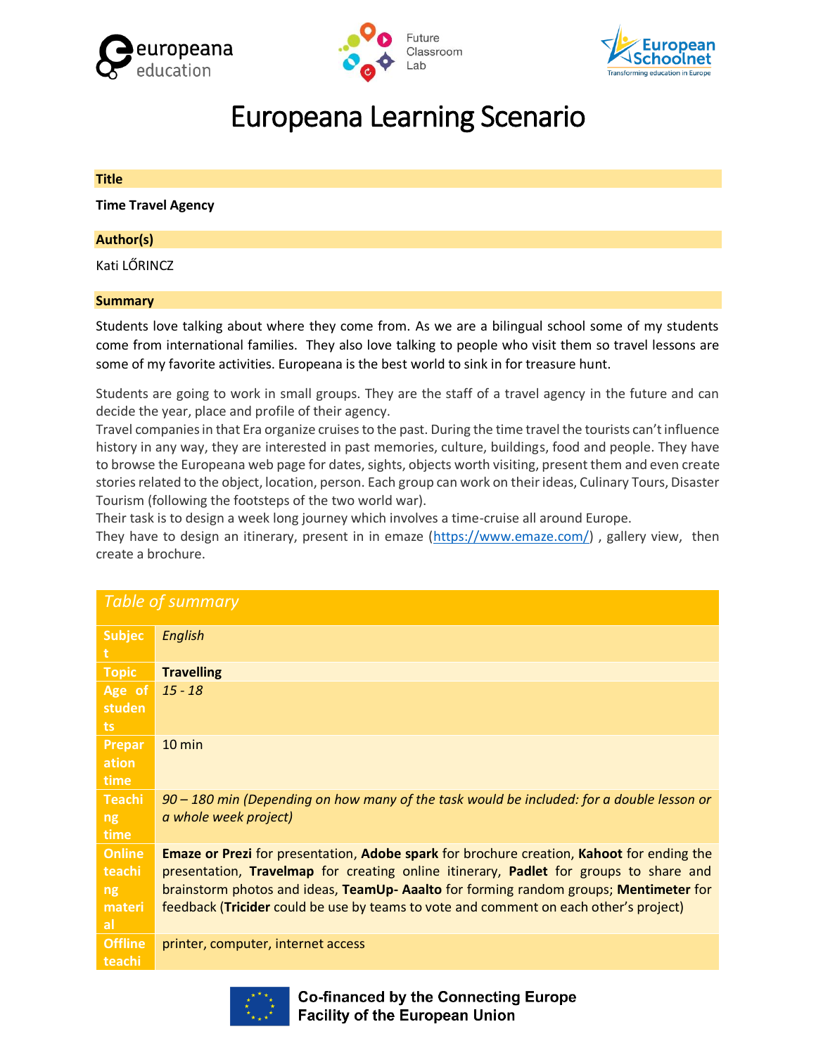# Europeana Learning Scenario

## Title

**Time Travel Agency**

## Author(s)

Kati LŐRINCZ

## Summary

Students love talking about where they come from. As we are a bilingual school some of my students come from international families. They also love talking to people who visit them so travel lessons are some of my favorite activities. Europeana is the best world to sink in for treasure hunt.

Students are going to work in small groups. They are the staff of a travel agency in the future and can decide the year, place and profile of their agency.
Travel companies in that Era organize cruises to the past. During the time travel the tourists can't influence history in any way, they are interested in past memories, culture, buildings, food and people. They have to browse the Europeana web page for dates, sights, objects worth visiting, present them and even create stories related to the object, location, person. Each group can work on their ideas, Culinary Tours, Disaster Tourism (following the footsteps of the two world war).
Their task is to design a week long journey which involves a time-cruise all around Europe.
They have to design an itinerary, present in in emaze (https://www.emaze.com/) , gallery view, then create a brochure.

| *Table of summary* | |
|---|---|
| **Subject** | *English* |
| **Topic** | **Travelling** |
| **Age of students** | *15 - 18* |
| **Preparation time** | 10 min |
| **Teaching time** | *90 – 180 min (Depending on how many of the task would be included: for a double lesson or a whole week project)* |
| **Online teaching material** | **Emaze or Prezi** for presentation, **Adobe spark** for brochure creation, **Kahoot** for ending the presentation, **Travelmap** for creating online itinerary, **Padlet** for groups to share and brainstorm photos and ideas, **TeamUp- Aaalto** for forming random groups; **Mentimeter** for feedback (**Tricider** could be use by teams to vote and comment on each other's project) |
| **Offline teachi** | printer, computer, internet access |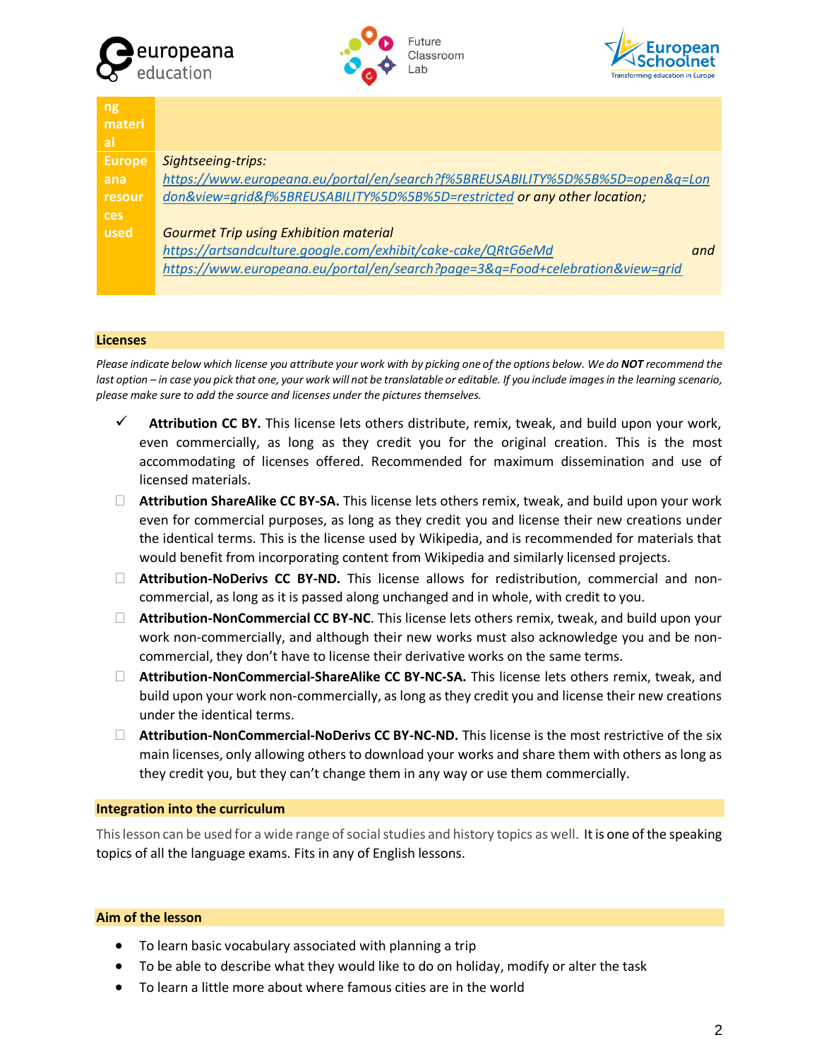| ng material | |
|---|---|
| Europeana resources used | *Sightseeing-trips:* *https://www.europeana.eu/portal/en/search?f%5BREUSABILITY%5D%5B%5D=open&q=London&view=grid&f%5BREUSABILITY%5D%5B%5D=restricted or any other location;* <br><br> *Gourmet Trip using Exhibition material* *https://artsandculture.google.com/exhibit/cake-cake/QRtG6eMd and https://www.europeana.eu/portal/en/search?page=3&q=Food+celebration&view=grid* |

## Licenses

*Please indicate below which license you attribute your work with by picking one of the options below. We do **NOT** recommend the last option – in case you pick that one, your work will not be translatable or editable. If you include images in the learning scenario, please make sure to add the source and licenses under the pictures themselves.*

- ✓ **Attribution CC BY.** This license lets others distribute, remix, tweak, and build upon your work, even commercially, as long as they credit you for the original creation. This is the most accommodating of licenses offered. Recommended for maximum dissemination and use of licensed materials.
- ☐ **Attribution ShareAlike CC BY-SA.** This license lets others remix, tweak, and build upon your work even for commercial purposes, as long as they credit you and license their new creations under the identical terms. This is the license used by Wikipedia, and is recommended for materials that would benefit from incorporating content from Wikipedia and similarly licensed projects.
- ☐ **Attribution-NoDerivs CC BY-ND.** This license allows for redistribution, commercial and non-commercial, as long as it is passed along unchanged and in whole, with credit to you.
- ☐ **Attribution-NonCommercial CC BY-NC**. This license lets others remix, tweak, and build upon your work non-commercially, and although their new works must also acknowledge you and be non-commercial, they don't have to license their derivative works on the same terms.
- ☐ **Attribution-NonCommercial-ShareAlike CC BY-NC-SA.** This license lets others remix, tweak, and build upon your work non-commercially, as long as they credit you and license their new creations under the identical terms.
- ☐ **Attribution-NonCommercial-NoDerivs CC BY-NC-ND.** This license is the most restrictive of the six main licenses, only allowing others to download your works and share them with others as long as they credit you, but they can't change them in any way or use them commercially.

## Integration into the curriculum

This lesson can be used for a wide range of social studies and history topics as well. It is one of the speaking topics of all the language exams. Fits in any of English lessons.

## Aim of the lesson

- To learn basic vocabulary associated with planning a trip
- To be able to describe what they would like to do on holiday, modify or alter the task
- To learn a little more about where famous cities are in the world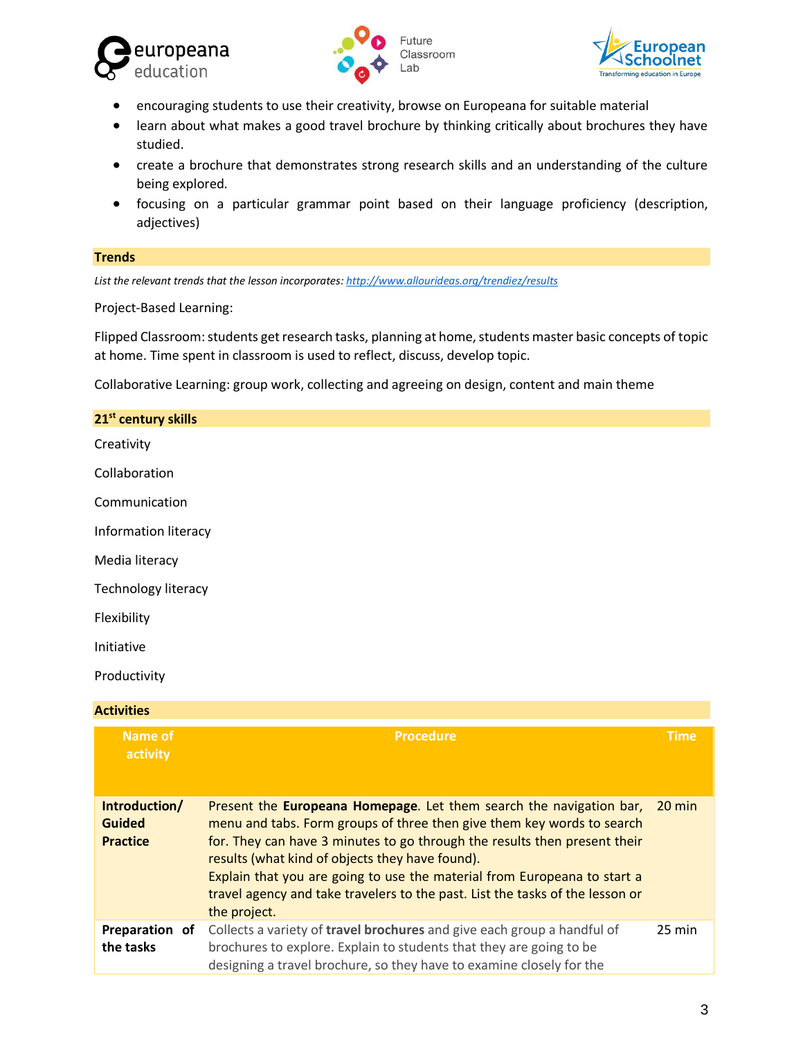- encouraging students to use their creativity, browse on Europeana for suitable material
- learn about what makes a good travel brochure by thinking critically about brochures they have studied.
- create a brochure that demonstrates strong research skills and an understanding of the culture being explored.
- focusing on a particular grammar point based on their language proficiency (description, adjectives)

## Trends

*List the relevant trends that the lesson incorporates: http://www.allourideas.org/trendiez/results*

Project-Based Learning:

Flipped Classroom: students get research tasks, planning at home, students master basic concepts of topic at home. Time spent in classroom is used to reflect, discuss, develop topic.

Collaborative Learning: group work, collecting and agreeing on design, content and main theme

## 21st century skills

Creativity

Collaboration

Communication

Information literacy

Media literacy

Technology literacy

Flexibility

Initiative

Productivity

## Activities

| Name of activity | Procedure | Time |
|---|---|---|
| **Introduction/ Guided Practice** | Present the **Europeana Homepage**. Let them search the navigation bar, menu and tabs. Form groups of three then give them key words to search for. They can have 3 minutes to go through the results then present their results (what kind of objects they have found).<br>Explain that you are going to use the material from Europeana to start a travel agency and take travelers to the past. List the tasks of the lesson or the project. | 20 min |
| **Preparation of the tasks** | Collects a variety of **travel brochures** and give each group a handful of brochures to explore. Explain to students that they are going to be designing a travel brochure, so they have to examine closely for the | 25 min |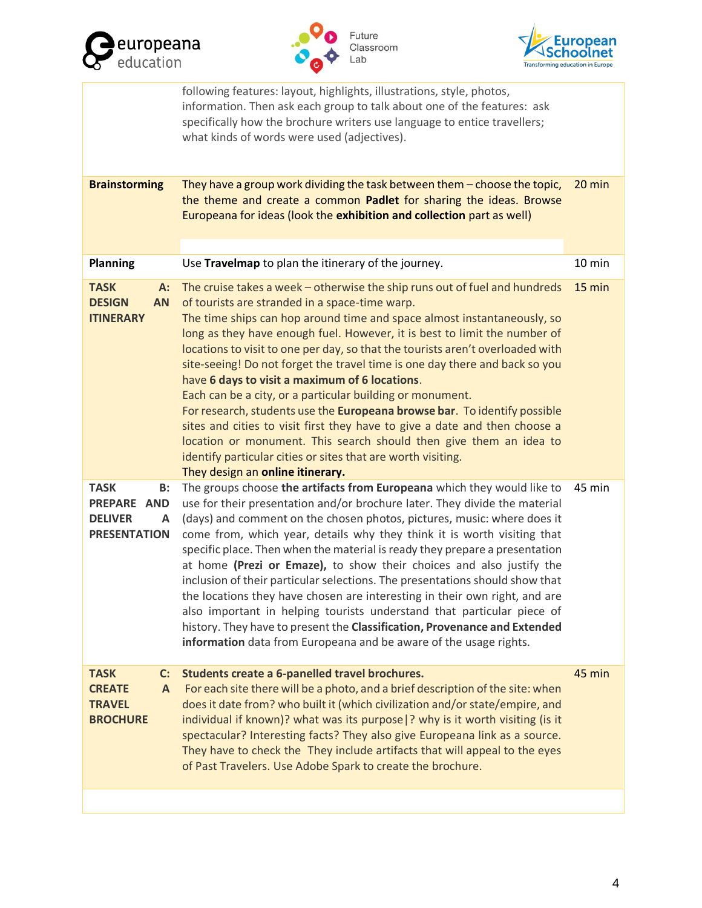| | | |
|---|---|---|
| | following features: layout, highlights, illustrations, style, photos, information. Then ask each group to talk about one of the features: ask specifically how the brochure writers use language to entice travellers; what kinds of words were used (adjectives). | |
| **Brainstorming** | They have a group work dividing the task between them – choose the topic, the theme and create a common **Padlet** for sharing the ideas. Browse Europeana for ideas (look the **exhibition and collection** part as well) | 20 min |
| **Planning** | Use **Travelmap** to plan the itinerary of the journey. | 10 min |
| **TASK A: DESIGN AN ITINERARY** | The cruise takes a week – otherwise the ship runs out of fuel and hundreds of tourists are stranded in a space-time warp.<br>The time ships can hop around time and space almost instantaneously, so long as they have enough fuel. However, it is best to limit the number of locations to visit to one per day, so that the tourists aren't overloaded with site-seeing! Do not forget the travel time is one day there and back so you have **6 days to visit a maximum of 6 locations**.<br>Each can be a city, or a particular building or monument.<br>For research, students use the **Europeana browse bar**. To identify possible sites and cities to visit first they have to give a date and then choose a location or monument. This search should then give them an idea to identify particular cities or sites that are worth visiting.<br>They design an **online itinerary.** | 15 min |
| **TASK B: PREPARE AND DELIVER A PRESENTATION** | The groups choose **the artifacts from Europeana** which they would like to use for their presentation and/or brochure later. They divide the material (days) and comment on the chosen photos, pictures, music: where does it come from, which year, details why they think it is worth visiting that specific place. Then when the material is ready they prepare a presentation at home **(Prezi or Emaze),** to show their choices and also justify the inclusion of their particular selections. The presentations should show that the locations they have chosen are interesting in their own right, and are also important in helping tourists understand that particular piece of history. They have to present the **Classification, Provenance and Extended information** data from Europeana and be aware of the usage rights. | 45 min |
| **TASK C: CREATE A TRAVEL BROCHURE** | **Students create a 6-panelled travel brochures.**<br>For each site there will be a photo, and a brief description of the site: when does it date from? who built it (which civilization and/or state/empire, and individual if known)? what was its purpose\|? why is it worth visiting (is it spectacular? Interesting facts? They also give Europeana link as a source. They have to check the They include artifacts that will appeal to the eyes of Past Travelers. Use Adobe Spark to create the brochure. | 45 min |
| | | |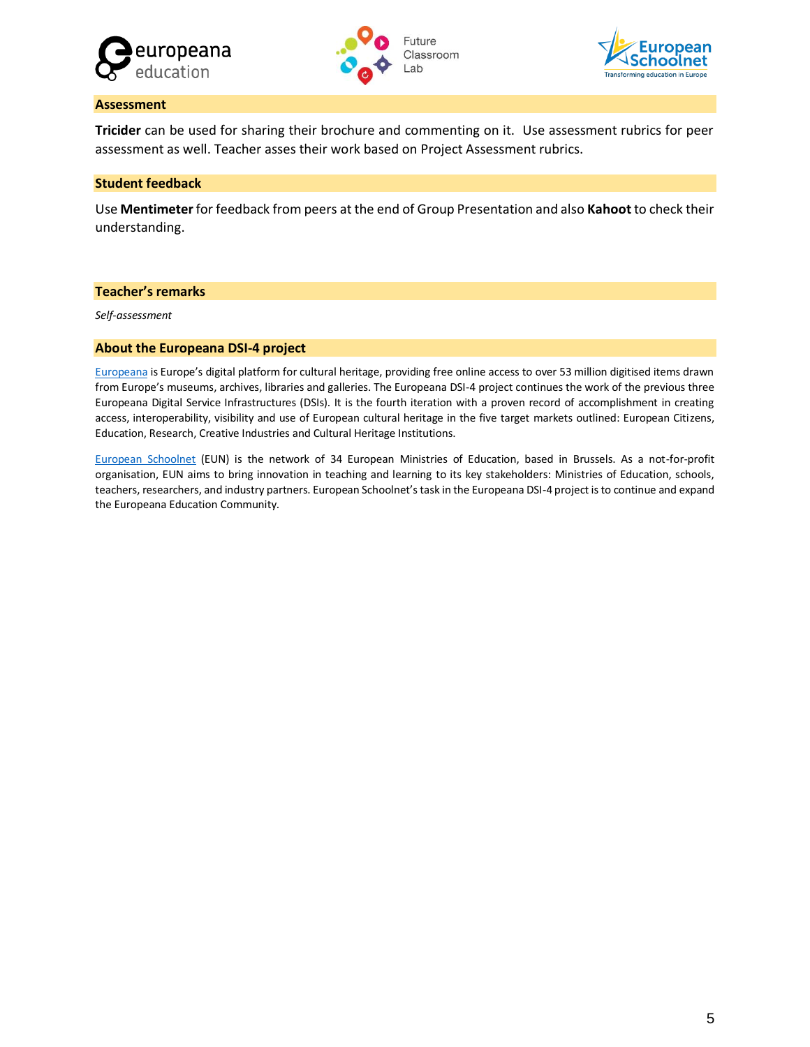## Assessment

**Tricider** can be used for sharing their brochure and commenting on it. Use assessment rubrics for peer assessment as well. Teacher asses their work based on Project Assessment rubrics.

## Student feedback

Use **Mentimeter** for feedback from peers at the end of Group Presentation and also **Kahoot** to check their understanding.

## Teacher's remarks

*Self-assessment*

## About the Europeana DSI-4 project

Europeana is Europe's digital platform for cultural heritage, providing free online access to over 53 million digitised items drawn from Europe's museums, archives, libraries and galleries. The Europeana DSI-4 project continues the work of the previous three Europeana Digital Service Infrastructures (DSIs). It is the fourth iteration with a proven record of accomplishment in creating access, interoperability, visibility and use of European cultural heritage in the five target markets outlined: European Citizens, Education, Research, Creative Industries and Cultural Heritage Institutions.

European Schoolnet (EUN) is the network of 34 European Ministries of Education, based in Brussels. As a not-for-profit organisation, EUN aims to bring innovation in teaching and learning to its key stakeholders: Ministries of Education, schools, teachers, researchers, and industry partners. European Schoolnet's task in the Europeana DSI-4 project is to continue and expand the Europeana Education Community.